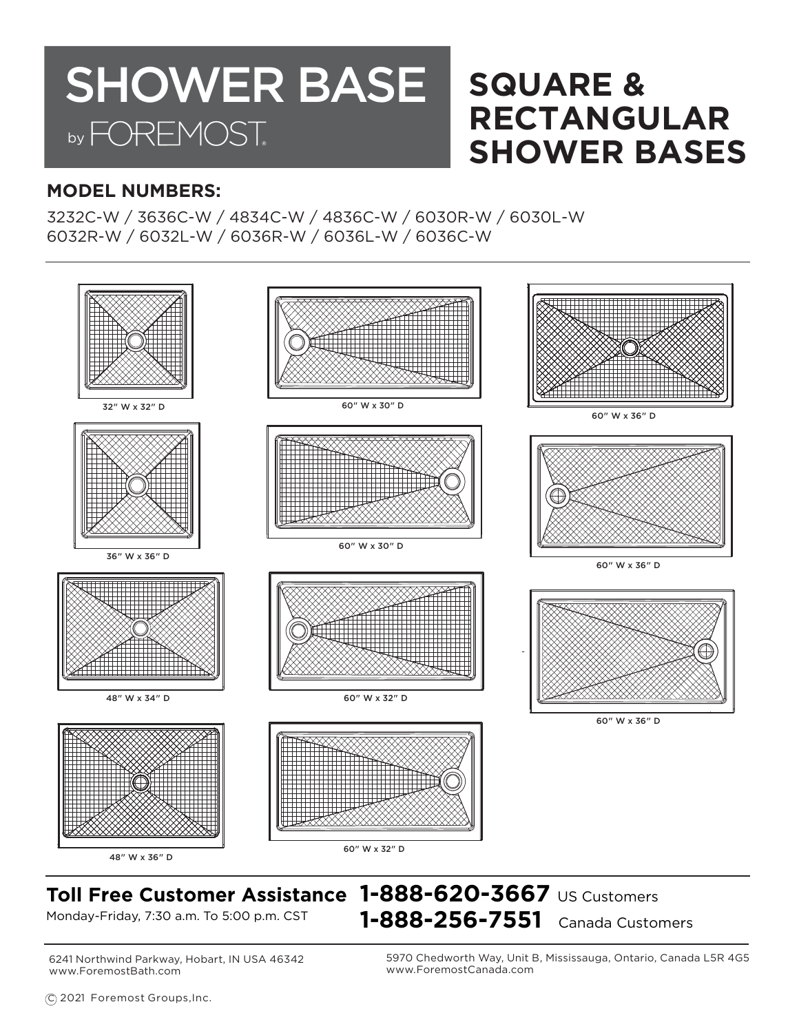# SHOWER BASE

by FOREMOST

# SQUARE & RECTANGULAR SHOWER BASES

## MODEL NUMBERS:

3232C-W / 3636C-W / 4834C-W / 4836C-W / 6030R-W / 6030L-W
6032R-W / 6032L-W / 6036R-W / 6036L-W / 6036C-W

32″ W x 32″ D

60″ W x 30″ D

60″ W x 36″ D

36″ W x 36″ D

60″ W x 30″ D

60″ W x 36″ D

48″ W x 34″ D

60″ W x 32″ D

60″ W x 36″ D

48″ W x 36″ D

60″ W x 32″ D

**Toll Free Customer Assistance** **1-888-620-3667** US Customers

Monday-Friday, 7:30 a.m. To 5:00 p.m. CST **1-888-256-7551** Canada Customers

6241 Northwind Parkway, Hobart, IN USA 46342
www.ForemostBath.com

5970 Chedworth Way, Unit B, Mississauga, Ontario, Canada L5R 4G5
www.ForemostCanada.com

© 2021 Foremost Groups,Inc.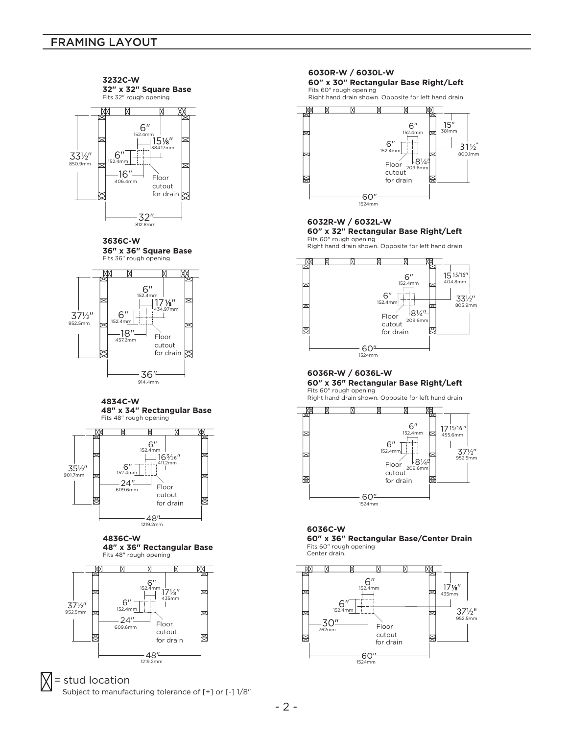## FRAMING LAYOUT

**3232C-W**
**32" x 32" Square Base**
Fits 32" rough opening

6" 152.4mm
15⅛" 384.17mm
6" 152.4mm
33½" 850.9mm
16" 406.4mm
Floor cutout for drain
32" 812.8mm

**3636C-W**
**36" x 36" Square Base**
Fits 36" rough opening

6" 152.4mm
17⅛" 434.97mm
6" 152.4mm
37½" 952.5mm
18" 457.2mm
Floor cutout for drain
36" 914.4mm

**4834C-W**
**48" x 34" Rectangular Base**
Fits 48" rough opening

6" 152.4mm
16³⁄₁₆" 411.2mm
6" 152.4mm
35½" 901.7mm
24" 609.6mm
Floor cutout for drain
48" 1219.2mm

**4836C-W**
**48" x 36" Rectangular Base**
Fits 48" rough opening

6" 152.4mm
17⅛" 435mm
6" 152.4mm
37½" 952.5mm
24" 609.6mm
Floor cutout for drain
48" 1219.2mm

**6030R-W / 6030L-W**
**60" x 30" Rectangular Base Right/Left**
Fits 60" rough opening
Right hand drain shown. Opposite for left hand drain

6" 152.4mm
15" 381mm
6" 152.4mm
31½" 800.1mm
8¼" 209.6mm
Floor cutout for drain
60" 1524mm

**6032R-W / 6032L-W**
**60" x 32" Rectangular Base Right/Left**
Fits 60" rough opening
Right hand drain shown. Opposite for left hand drain

6" 152.4mm
15 15/16" 404.8mm
6" 152.4mm
33½" 805.9mm
8¼" 209.6mm
Floor cutout for drain
60" 1524mm

**6036R-W / 6036L-W**
**60" x 36" Rectangular Base Right/Left**
Fits 60" rough opening
Right hand drain shown. Opposite for left hand drain

6" 152.4mm
17 15/16" 455.6mm
6" 152.4mm
37½" 952.5mm
8¼" 209.6mm
Floor cutout for drain
60" 1524mm

**6036C-W**
**60" x 36" Rectangular Base/Center Drain**
Fits 60" rough opening
Center drain.

6" 152.4mm
17⅛" 435mm
6" 152.4mm
37½" 952.5mm
30" 762mm
Floor cutout for drain
60" 1524mm

☒ = stud location
Subject to manufacturing tolerance of [+] or [-] 1/8"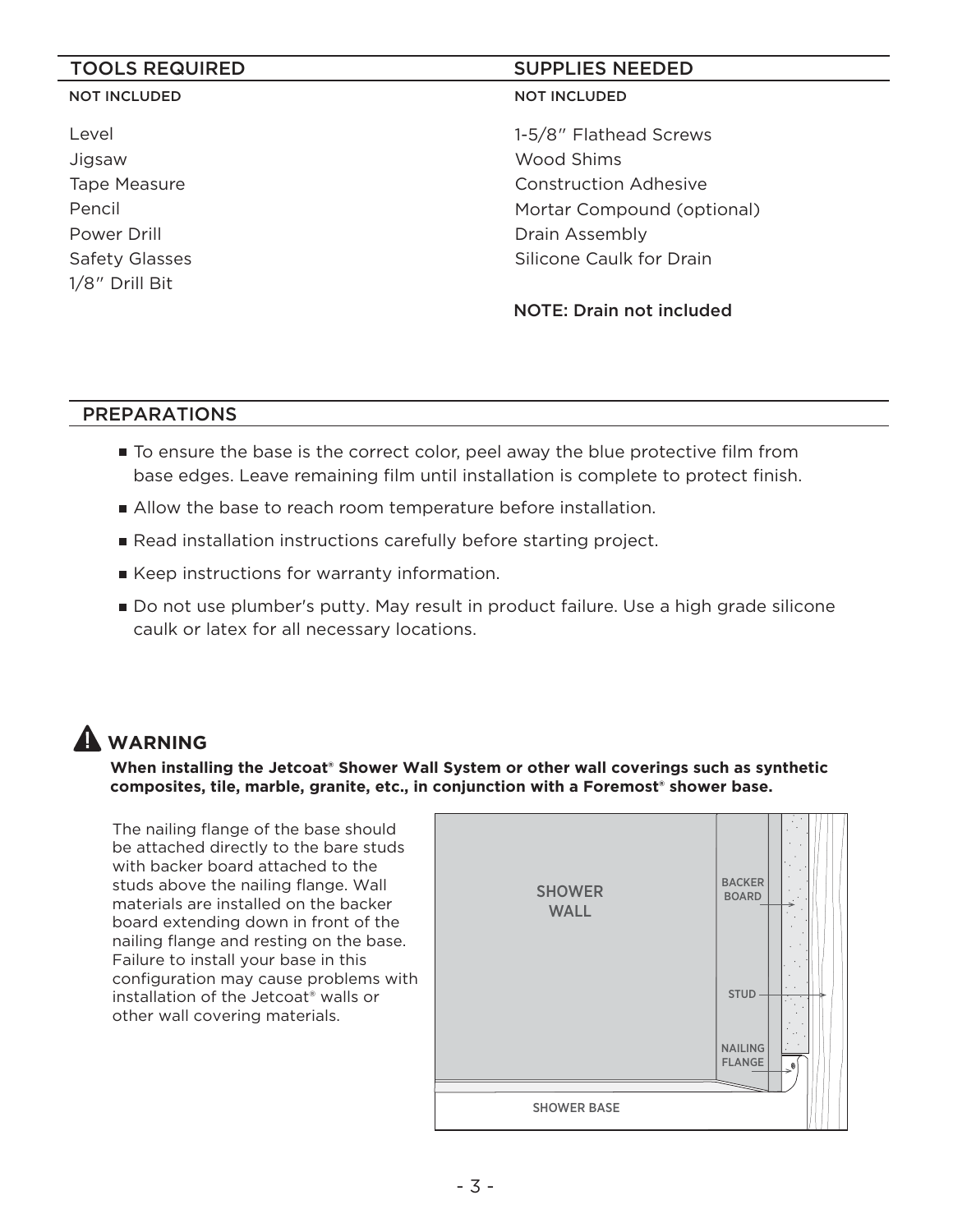## TOOLS REQUIRED

NOT INCLUDED

- Level
- Jigsaw
- Tape Measure
- Pencil
- Power Drill
- Safety Glasses
- 1/8″ Drill Bit

## SUPPLIES NEEDED

NOT INCLUDED

- 1-5/8″ Flathead Screws
- Wood Shims
- Construction Adhesive
- Mortar Compound (optional)
- Drain Assembly
- Silicone Caulk for Drain

NOTE: Drain not included

## PREPARATIONS

- To ensure the base is the correct color, peel away the blue protective film from base edges. Leave remaining film until installation is complete to protect finish.
- Allow the base to reach room temperature before installation.
- Read installation instructions carefully before starting project.
- Keep instructions for warranty information.
- Do not use plumber's putty. May result in product failure. Use a high grade silicone caulk or latex for all necessary locations.

## WARNING

**When installing the Jetcoat® Shower Wall System or other wall coverings such as synthetic composites, tile, marble, granite, etc., in conjunction with a Foremost® shower base.**

The nailing flange of the base should be attached directly to the bare studs with backer board attached to the studs above the nailing flange. Wall materials are installed on the backer board extending down in front of the nailing flange and resting on the base. Failure to install your base in this configuration may cause problems with installation of the Jetcoat® walls or other wall covering materials.

SHOWER WALL

BACKER BOARD

STUD

NAILING FLANGE

SHOWER BASE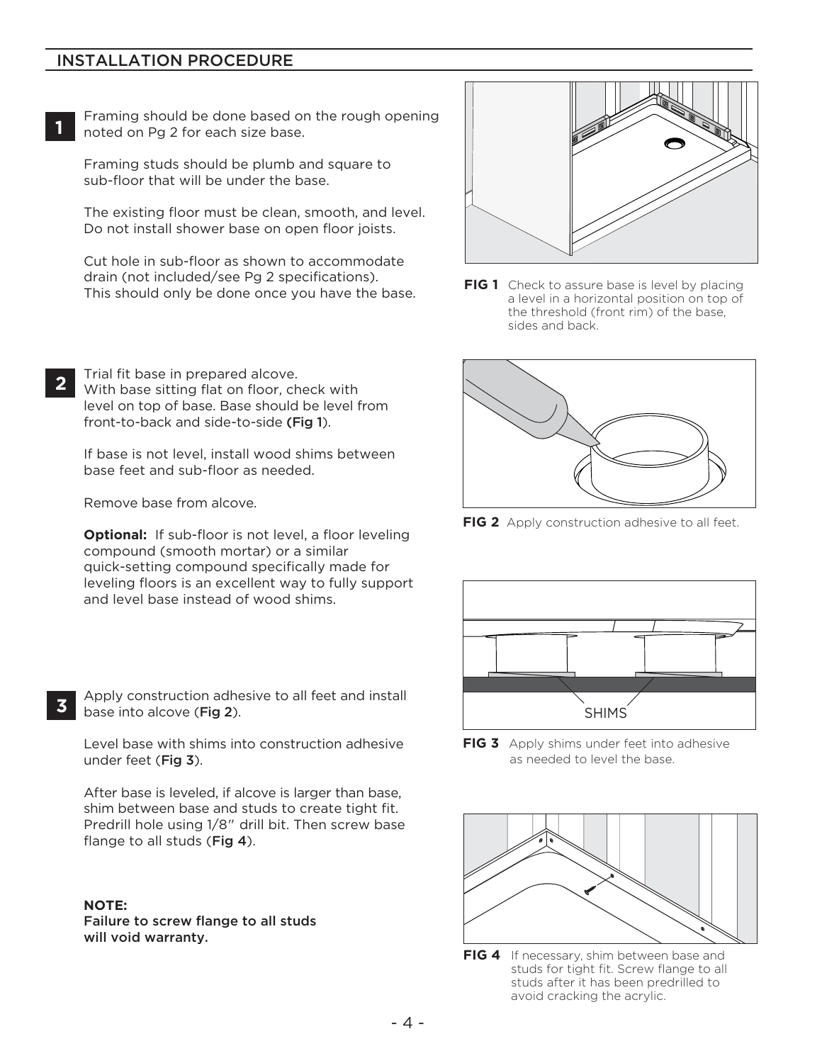## INSTALLATION PROCEDURE

**1**

Framing should be done based on the rough opening noted on Pg 2 for each size base.

Framing studs should be plumb and square to sub-floor that will be under the base.

The existing floor must be clean, smooth, and level. Do not install shower base on open floor joists.

Cut hole in sub-floor as shown to accommodate drain (not included/see Pg 2 specifications). This should only be done once you have the base.

**FIG 1** Check to assure base is level by placing a level in a horizontal position on top of the threshold (front rim) of the base, sides and back.

**2**

Trial fit base in prepared alcove.
With base sitting flat on floor, check with level on top of base. Base should be level from front-to-back and side-to-side **(Fig 1**).

If base is not level, install wood shims between base feet and sub-floor as needed.

Remove base from alcove.

**Optional:** If sub-floor is not level, a floor leveling compound (smooth mortar) or a similar quick-setting compound specifically made for leveling floors is an excellent way to fully support and level base instead of wood shims.

**FIG 2** Apply construction adhesive to all feet.

SHIMS

**FIG 3** Apply shims under feet into adhesive as needed to level the base.

**3**

Apply construction adhesive to all feet and install base into alcove (**Fig 2**).

Level base with shims into construction adhesive under feet (**Fig 3**).

After base is leveled, if alcove is larger than base, shim between base and studs to create tight fit. Predrill hole using 1/8" drill bit. Then screw base flange to all studs (**Fig 4**).

**NOTE:**
**Failure to screw flange to all studs will void warranty.**

**FIG 4** If necessary, shim between base and studs for tight fit. Screw flange to all studs after it has been predrilled to avoid cracking the acrylic.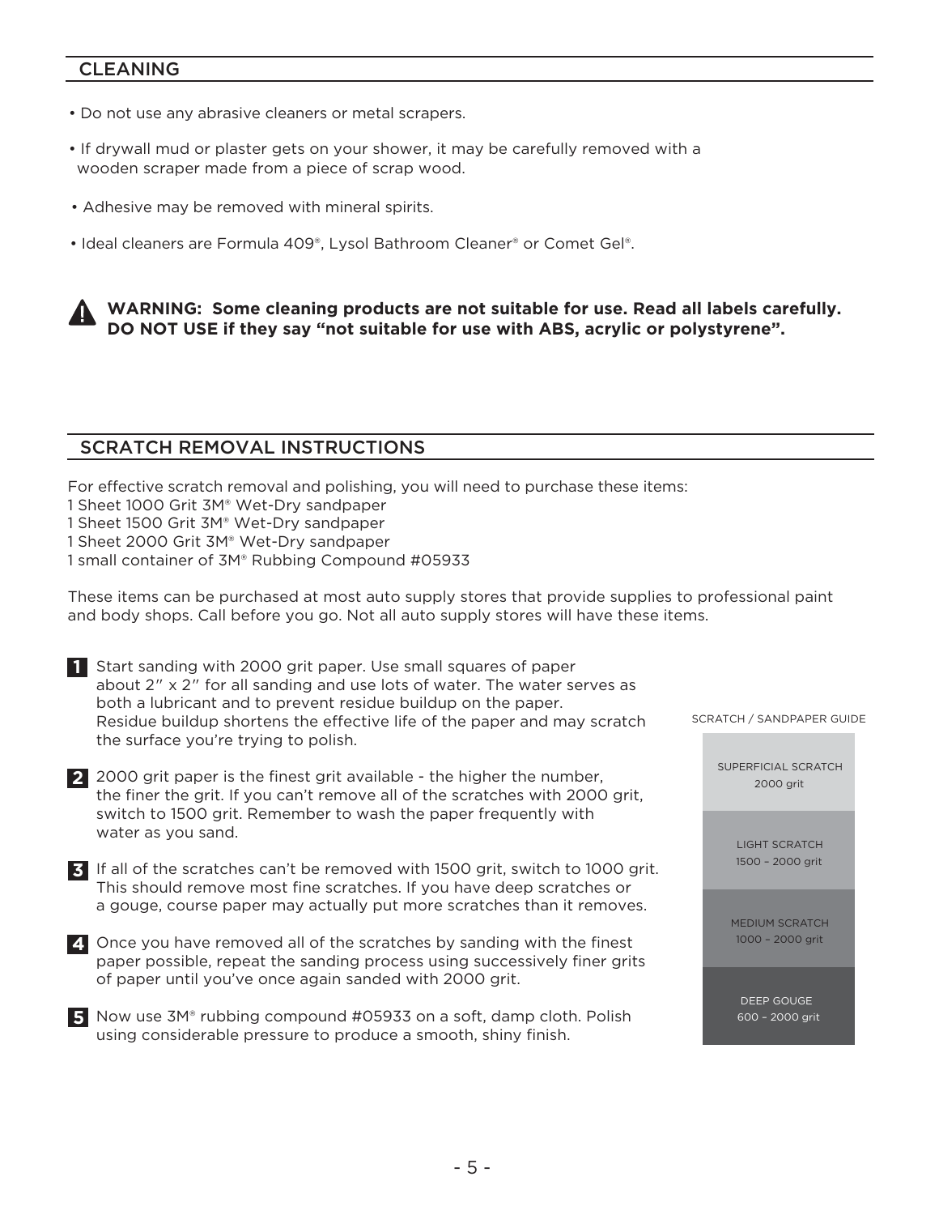## CLEANING

- Do not use any abrasive cleaners or metal scrapers.
- If drywall mud or plaster gets on your shower, it may be carefully removed with a wooden scraper made from a piece of scrap wood.
- Adhesive may be removed with mineral spirits.
- Ideal cleaners are Formula 409®, Lysol Bathroom Cleaner® or Comet Gel®.

⚠ **WARNING: Some cleaning products are not suitable for use. Read all labels carefully. DO NOT USE if they say "not suitable for use with ABS, acrylic or polystyrene".**

## SCRATCH REMOVAL INSTRUCTIONS

For effective scratch removal and polishing, you will need to purchase these items:
1 Sheet 1000 Grit 3M® Wet-Dry sandpaper
1 Sheet 1500 Grit 3M® Wet-Dry sandpaper
1 Sheet 2000 Grit 3M® Wet-Dry sandpaper
1 small container of 3M® Rubbing Compound #05933

These items can be purchased at most auto supply stores that provide supplies to professional paint and body shops. Call before you go. Not all auto supply stores will have these items.

**1** Start sanding with 2000 grit paper. Use small squares of paper about 2" x 2" for all sanding and use lots of water. The water serves as both a lubricant and to prevent residue buildup on the paper. Residue buildup shortens the effective life of the paper and may scratch the surface you're trying to polish.

**2** 2000 grit paper is the finest grit available - the higher the number, the finer the grit. If you can't remove all of the scratches with 2000 grit, switch to 1500 grit. Remember to wash the paper frequently with water as you sand.

**3** If all of the scratches can't be removed with 1500 grit, switch to 1000 grit. This should remove most fine scratches. If you have deep scratches or a gouge, course paper may actually put more scratches than it removes.

**4** Once you have removed all of the scratches by sanding with the finest paper possible, repeat the sanding process using successively finer grits of paper until you've once again sanded with 2000 grit.

**5** Now use 3M® rubbing compound #05933 on a soft, damp cloth. Polish using considerable pressure to produce a smooth, shiny finish.

SCRATCH / SANDPAPER GUIDE

| Scratch | Grit |
| --- | --- |
| SUPERFICIAL SCRATCH | 2000 grit |
| LIGHT SCRATCH | 1500 – 2000 grit |
| MEDIUM SCRATCH | 1000 – 2000 grit |
| DEEP GOUGE | 600 – 2000 grit |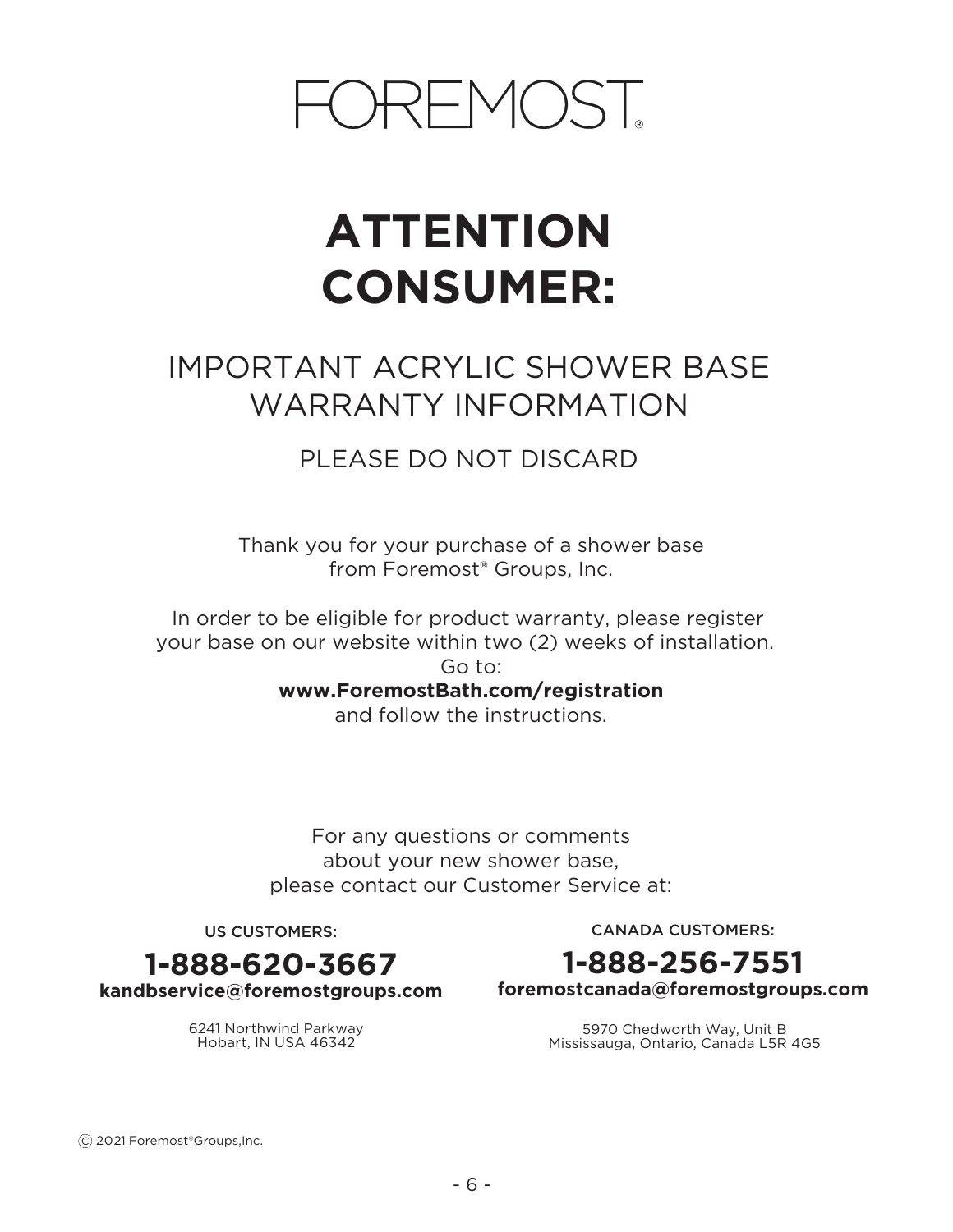FOREMOST®

# ATTENTION CONSUMER:

## IMPORTANT ACRYLIC SHOWER BASE WARRANTY INFORMATION

### PLEASE DO NOT DISCARD

Thank you for your purchase of a shower base from Foremost® Groups, Inc.

In order to be eligible for product warranty, please register your base on our website within two (2) weeks of installation.
Go to:
**www.ForemostBath.com/registration**
and follow the instructions.

For any questions or comments about your new shower base, please contact our Customer Service at:

US CUSTOMERS:

**1-888-620-3667**
**kandbservice@foremostgroups.com**

6241 Northwind Parkway
Hobart, IN USA 46342

CANADA CUSTOMERS:

**1-888-256-7551**
**foremostcanada@foremostgroups.com**

5970 Chedworth Way, Unit B
Mississauga, Ontario, Canada L5R 4G5

© 2021 Foremost®Groups,Inc.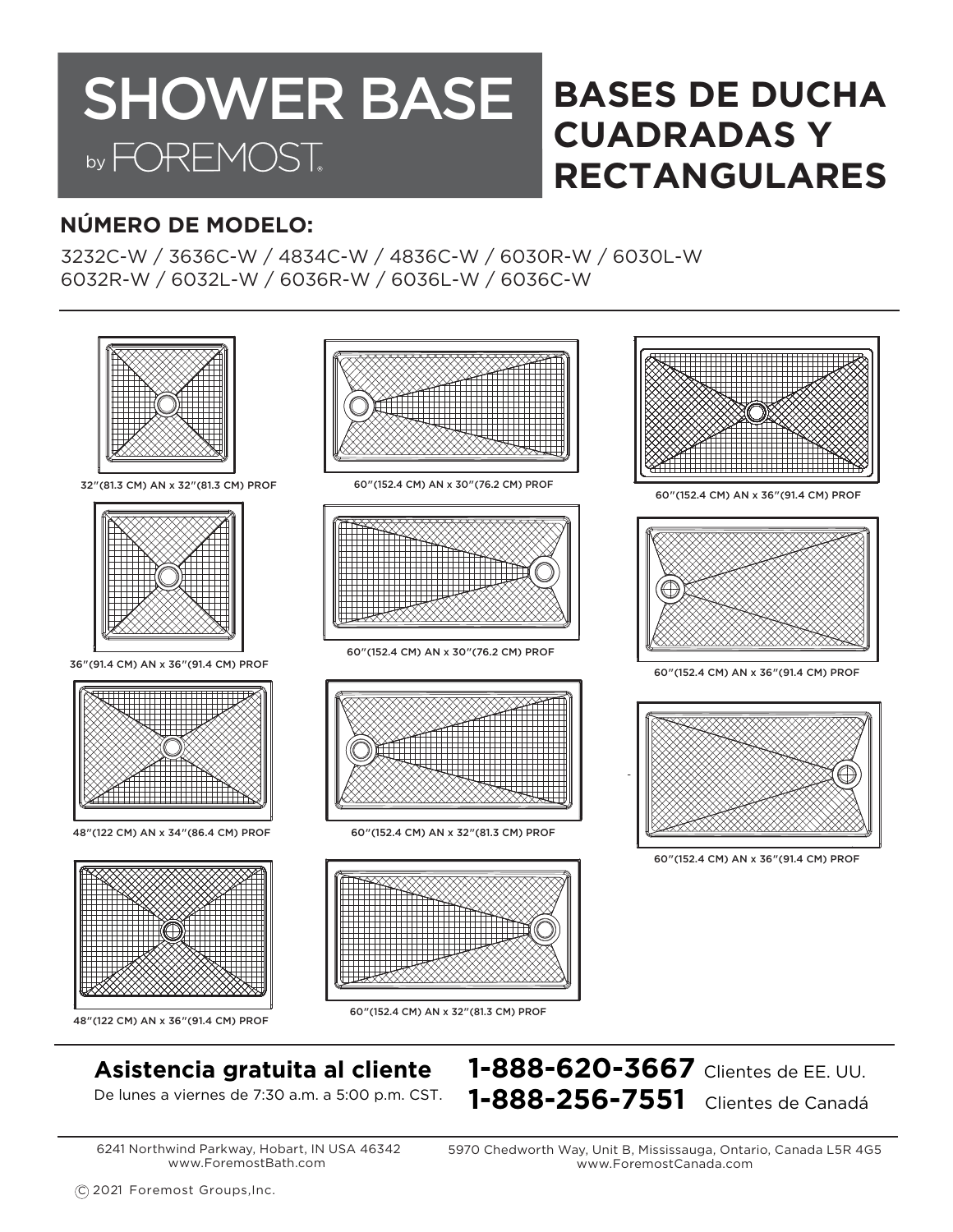# SHOWER BASE by FOREMOST

# BASES DE DUCHA CUADRADAS Y RECTANGULARES

## NÚMERO DE MODELO:

3232C-W / 3636C-W / 4834C-W / 4836C-W / 6030R-W / 6030L-W
6032R-W / 6032L-W / 6036R-W / 6036L-W / 6036C-W

32"(81.3 CM) AN x 32"(81.3 CM) PROF

36"(91.4 CM) AN x 36"(91.4 CM) PROF

48"(122 CM) AN x 34"(86.4 CM) PROF

48"(122 CM) AN x 36"(91.4 CM) PROF

60"(152.4 CM) AN x 30"(76.2 CM) PROF

60"(152.4 CM) AN x 30"(76.2 CM) PROF

60"(152.4 CM) AN x 32"(81.3 CM) PROF

60"(152.4 CM) AN x 32"(81.3 CM) PROF

60"(152.4 CM) AN x 36"(91.4 CM) PROF

60"(152.4 CM) AN x 36"(91.4 CM) PROF

60"(152.4 CM) AN x 36"(91.4 CM) PROF

**Asistencia gratuita al cliente**
De lunes a viernes de 7:30 a.m. a 5:00 p.m. CST.

**1-888-620-3667** Clientes de EE. UU.
**1-888-256-7551** Clientes de Canadá

6241 Northwind Parkway, Hobart, IN USA 46342
www.ForemostBath.com

5970 Chedworth Way, Unit B, Mississauga, Ontario, Canada L5R 4G5
www.ForemostCanada.com

© 2021 Foremost Groups,Inc.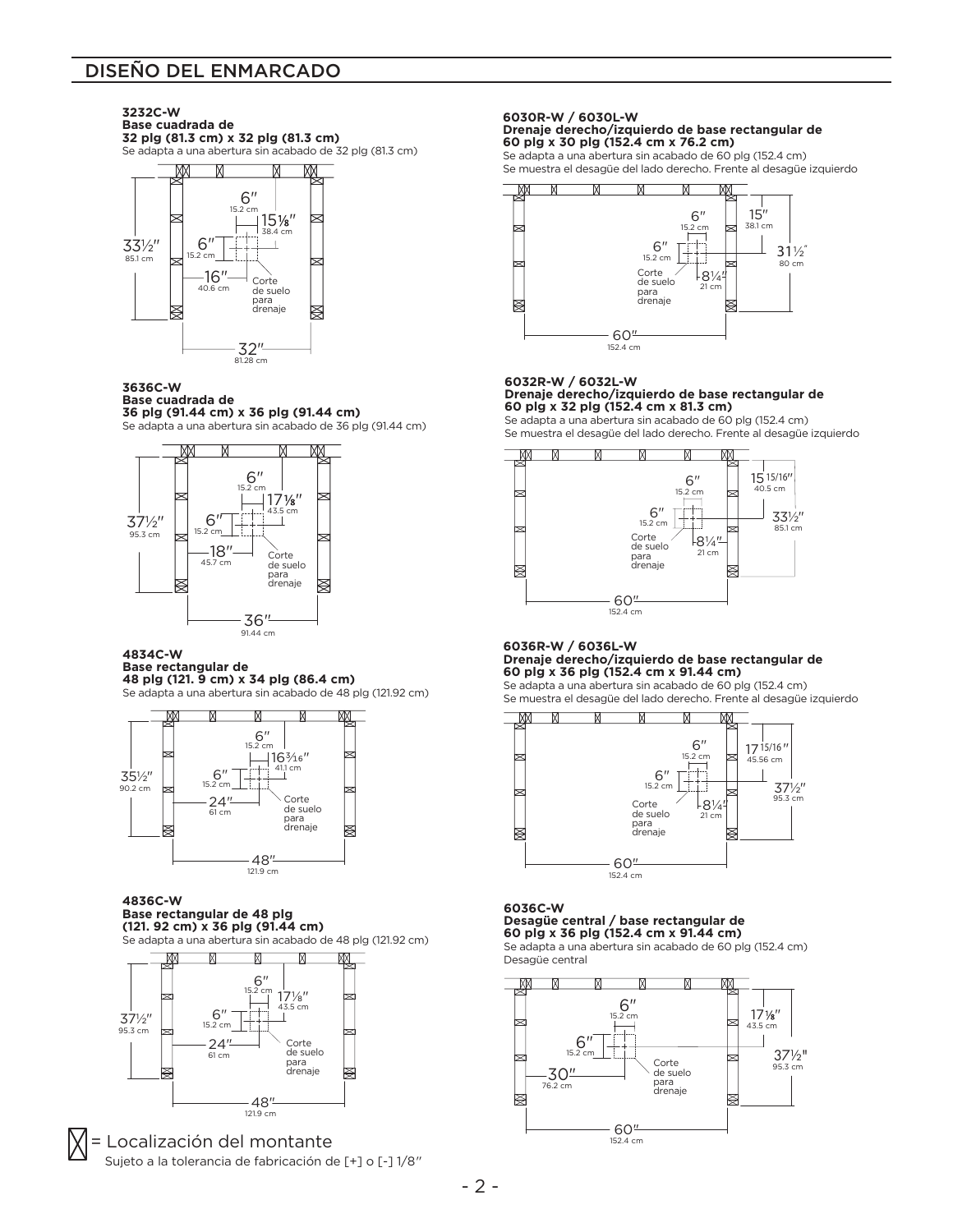# DISEÑO DEL ENMARCADO

**3232C-W**
**Base cuadrada de**
**32 plg (81.3 cm) x 32 plg (81.3 cm)**
Se adapta a una abertura sin acabado de 32 plg (81.3 cm)

6″ 15.2 cm
15⅛″ 38.4 cm
33½″ 85.1 cm
6″ 15.2 cm
16″ 40.6 cm
Corte de suelo para drenaje
32″ 81.28 cm

**3636C-W**
**Base cuadrada de**
**36 plg (91.44 cm) x 36 plg (91.44 cm)**
Se adapta a una abertura sin acabado de 36 plg (91.44 cm)

6″ 15.2 cm
17⅛″ 43.5 cm
37½″ 95.3 cm
6″ 15.2 cm
18″ 45.7 cm
Corte de suelo para drenaje
36″ 91.44 cm

**4834C-W**
**Base rectangular de**
**48 plg (121. 9 cm) x 34 plg (86.4 cm)**
Se adapta a una abertura sin acabado de 48 plg (121.92 cm)

6″ 15.2 cm
16³⁄₁₆″ 41.1 cm
35½″ 90.2 cm
6″ 15.2 cm
24″ 61 cm
Corte de suelo para drenaje
48″ 121.9 cm

**4836C-W**
**Base rectangular de 48 plg**
**(121. 92 cm) x 36 plg (91.44 cm)**
Se adapta a una abertura sin acabado de 48 plg (121.92 cm)

6″ 15.2 cm
17⅛″ 43.5 cm
37½″ 95.3 cm
6″ 15.2 cm
24″ 61 cm
Corte de suelo para drenaje
48″ 121.9 cm

**6030R-W / 6030L-W**
**Drenaje derecho/izquierdo de base rectangular de**
**60 plg x 30 plg (152.4 cm x 76.2 cm)**
Se adapta a una abertura sin acabado de 60 plg (152.4 cm)
Se muestra el desagüe del lado derecho. Frente al desagüe izquierdo

15″ 38.1 cm
6″ 15.2 cm
31½″ 80 cm
6″ 15.2 cm
8¼″ 21 cm
Corte de suelo para drenaje
60″ 152.4 cm

**6032R-W / 6032L-W**
**Drenaje derecho/izquierdo de base rectangular de**
**60 plg x 32 plg (152.4 cm x 81.3 cm)**
Se adapta a una abertura sin acabado de 60 plg (152.4 cm)
Se muestra el desagüe del lado derecho. Frente al desagüe izquierdo

15 15/16″ 40.5 cm
6″ 15.2 cm
33½″ 85.1 cm
6″ 15.2 cm
8¼″ 21 cm
Corte de suelo para drenaje
60″ 152.4 cm

**6036R-W / 6036L-W**
**Drenaje derecho/izquierdo de base rectangular de**
**60 plg x 36 plg (152.4 cm x 91.44 cm)**
Se adapta a una abertura sin acabado de 60 plg (152.4 cm)
Se muestra el desagüe del lado derecho. Frente al desagüe izquierdo

17 15/16″ 45.56 cm
6″ 15.2 cm
37½″ 95.3 cm
6″ 15.2 cm
8¼″ 21 cm
Corte de suelo para drenaje
60″ 152.4 cm

**6036C-W**
**Desagüe central / base rectangular de**
**60 plg x 36 plg (152.4 cm x 91.44 cm)**
Se adapta a una abertura sin acabado de 60 plg (152.4 cm)
Desagüe central

6″ 15.2 cm
17⅛″ 43.5 cm
6″ 15.2 cm
37½″ 95.3 cm
30″ 76.2 cm
Corte de suelo para drenaje
60″ 152.4 cm

⊠ = Localización del montante
Sujeto a la tolerancia de fabricación de [+] o [-] 1/8″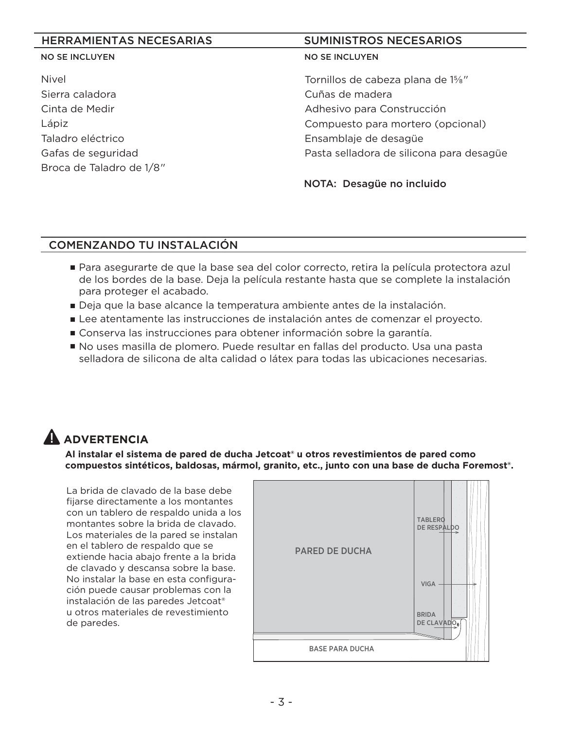## HERRAMIENTAS NECESARIAS

NO SE INCLUYEN

Nivel
Sierra caladora
Cinta de Medir
Lápiz
Taladro eléctrico
Gafas de seguridad
Broca de Taladro de 1/8″

## SUMINISTROS NECESARIOS

NO SE INCLUYEN

Tornillos de cabeza plana de 1⅝″
Cuñas de madera
Adhesivo para Construcción
Compuesto para mortero (opcional)
Ensamblaje de desagüe
Pasta selladora de silicona para desagüe

NOTA: Desagüe no incluido

## COMENZANDO TU INSTALACIÓN

- Para asegurarte de que la base sea del color correcto, retira la película protectora azul de los bordes de la base. Deja la película restante hasta que se complete la instalación para proteger el acabado.
- Deja que la base alcance la temperatura ambiente antes de la instalación.
- Lee atentamente las instrucciones de instalación antes de comenzar el proyecto.
- Conserva las instrucciones para obtener información sobre la garantía.
- No uses masilla de plomero. Puede resultar en fallas del producto. Usa una pasta selladora de silicona de alta calidad o látex para todas las ubicaciones necesarias.

## ⚠ ADVERTENCIA

**Al instalar el sistema de pared de ducha Jetcoat® u otros revestimientos de pared como compuestos sintéticos, baldosas, mármol, granito, etc., junto con una base de ducha Foremost®.**

La brida de clavado de la base debe fijarse directamente a los montantes con un tablero de respaldo unida a los montantes sobre la brida de clavado. Los materiales de la pared se instalan en el tablero de respaldo que se extiende hacia abajo frente a la brida de clavado y descansa sobre la base. No instalar la base en esta configuración puede causar problemas con la instalación de las paredes Jetcoat® u otros materiales de revestimiento de paredes.

PARED DE DUCHA
TABLERO DE RESPALDO
VIGA
BRIDA DE CLAVADO
BASE PARA DUCHA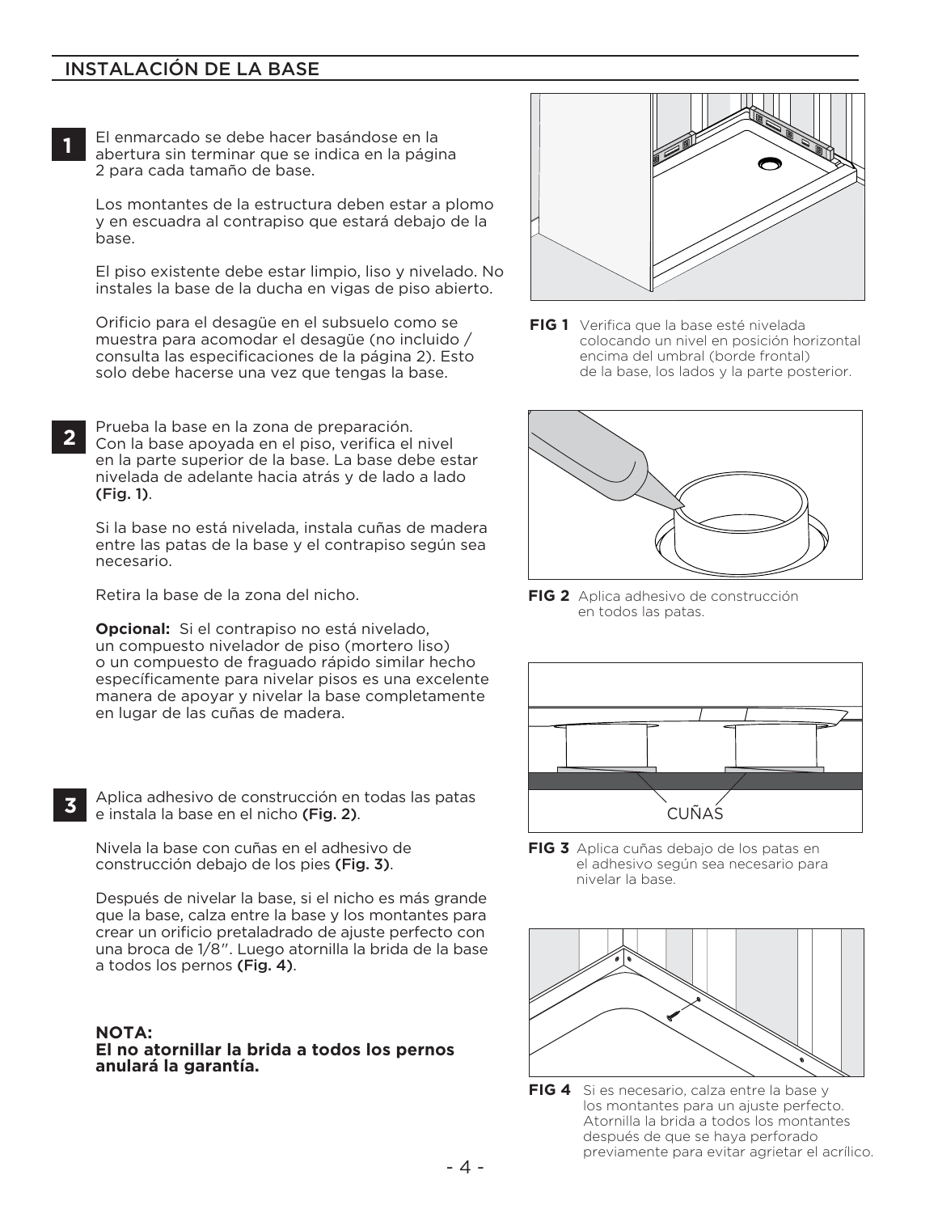## INSTALACIÓN DE LA BASE

**1** El enmarcado se debe hacer basándose en la abertura sin terminar que se indica en la página 2 para cada tamaño de base.

Los montantes de la estructura deben estar a plomo y en escuadra al contrapiso que estará debajo de la base.

El piso existente debe estar limpio, liso y nivelado. No instales la base de la ducha en vigas de piso abierto.

Orificio para el desagüe en el subsuelo como se muestra para acomodar el desagüe (no incluido / consulta las especificaciones de la página 2). Esto solo debe hacerse una vez que tengas la base.

**FIG 1** Verifica que la base esté nivelada colocando un nivel en posición horizontal encima del umbral (borde frontal) de la base, los lados y la parte posterior.

**2** Prueba la base en la zona de preparación. Con la base apoyada en el piso, verifica el nivel en la parte superior de la base. La base debe estar nivelada de adelante hacia atrás y de lado a lado **(Fig. 1)**.

Si la base no está nivelada, instala cuñas de madera entre las patas de la base y el contrapiso según sea necesario.

Retira la base de la zona del nicho.

**Opcional:** Si el contrapiso no está nivelado, un compuesto nivelador de piso (mortero liso) o un compuesto de fraguado rápido similar hecho específicamente para nivelar pisos es una excelente manera de apoyar y nivelar la base completamente en lugar de las cuñas de madera.

**FIG 2** Aplica adhesivo de construcción en todos las patas.

CUÑAS

**FIG 3** Aplica cuñas debajo de los patas en el adhesivo según sea necesario para nivelar la base.

**3** Aplica adhesivo de construcción en todas las patas e instala la base en el nicho **(Fig. 2)**.

Nivela la base con cuñas en el adhesivo de construcción debajo de los pies **(Fig. 3)**.

Después de nivelar la base, si el nicho es más grande que la base, calza entre la base y los montantes para crear un orificio pretaladrado de ajuste perfecto con una broca de 1/8". Luego atornilla la brida de la base a todos los pernos **(Fig. 4)**.

**NOTA:**
**El no atornillar la brida a todos los pernos anulará la garantía.**

**FIG 4** Si es necesario, calza entre la base y los montantes para un ajuste perfecto. Atornilla la brida a todos los montantes después de que se haya perforado previamente para evitar agrietar el acrílico.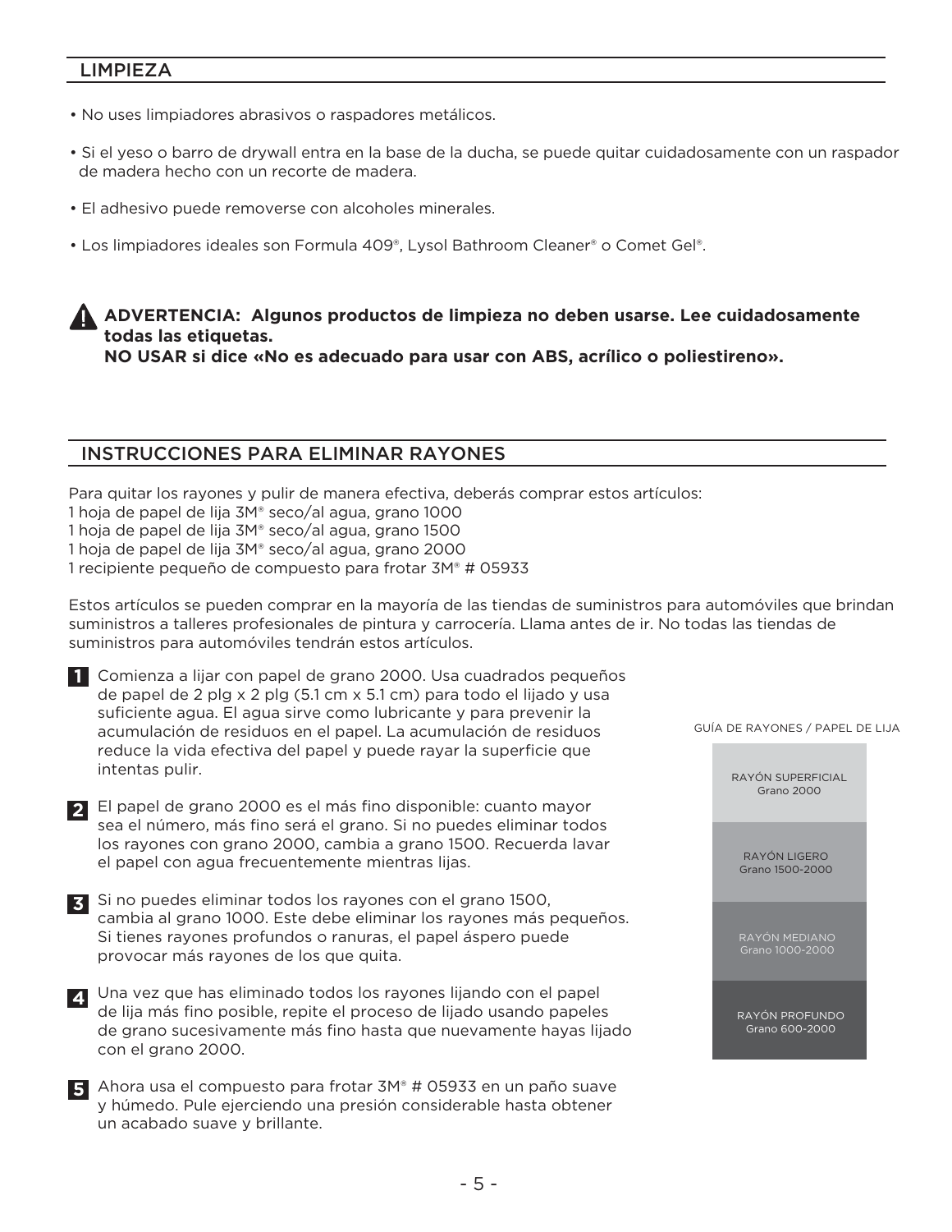## LIMPIEZA

- No uses limpiadores abrasivos o raspadores metálicos.
- Si el yeso o barro de drywall entra en la base de la ducha, se puede quitar cuidadosamente con un raspador de madera hecho con un recorte de madera.
- El adhesivo puede removerse con alcoholes minerales.
- Los limpiadores ideales son Formula 409®, Lysol Bathroom Cleaner® o Comet Gel®.

⚠ **ADVERTENCIA: Algunos productos de limpieza no deben usarse. Lee cuidadosamente todas las etiquetas.**
**NO USAR si dice «No es adecuado para usar con ABS, acrílico o poliestireno».**

## INSTRUCCIONES PARA ELIMINAR RAYONES

Para quitar los rayones y pulir de manera efectiva, deberás comprar estos artículos:
1 hoja de papel de lija 3M® seco/al agua, grano 1000
1 hoja de papel de lija 3M® seco/al agua, grano 1500
1 hoja de papel de lija 3M® seco/al agua, grano 2000
1 recipiente pequeño de compuesto para frotar 3M® # 05933

Estos artículos se pueden comprar en la mayoría de las tiendas de suministros para automóviles que brindan suministros a talleres profesionales de pintura y carrocería. Llama antes de ir. No todas las tiendas de suministros para automóviles tendrán estos artículos.

1. Comienza a lijar con papel de grano 2000. Usa cuadrados pequeños de papel de 2 plg x 2 plg (5.1 cm x 5.1 cm) para todo el lijado y usa suficiente agua. El agua sirve como lubricante y para prevenir la acumulación de residuos en el papel. La acumulación de residuos reduce la vida efectiva del papel y puede rayar la superficie que intentas pulir.

2. El papel de grano 2000 es el más fino disponible: cuanto mayor sea el número, más fino será el grano. Si no puedes eliminar todos los rayones con grano 2000, cambia a grano 1500. Recuerda lavar el papel con agua frecuentemente mientras lijas.

3. Si no puedes eliminar todos los rayones con el grano 1500, cambia al grano 1000. Este debe eliminar los rayones más pequeños. Si tienes rayones profundos o ranuras, el papel áspero puede provocar más rayones de los que quita.

4. Una vez que has eliminado todos los rayones lijando con el papel de lija más fino posible, repite el proceso de lijado usando papeles de grano sucesivamente más fino hasta que nuevamente hayas lijado con el grano 2000.

5. Ahora usa el compuesto para frotar 3M® # 05933 en un paño suave y húmedo. Pule ejerciendo una presión considerable hasta obtener un acabado suave y brillante.

GUÍA DE RAYONES / PAPEL DE LIJA

| RAYÓN | Grano |
|---|---|
| RAYÓN SUPERFICIAL | Grano 2000 |
| RAYÓN LIGERO | Grano 1500-2000 |
| RAYÓN MEDIANO | Grano 1000-2000 |
| RAYÓN PROFUNDO | Grano 600-2000 |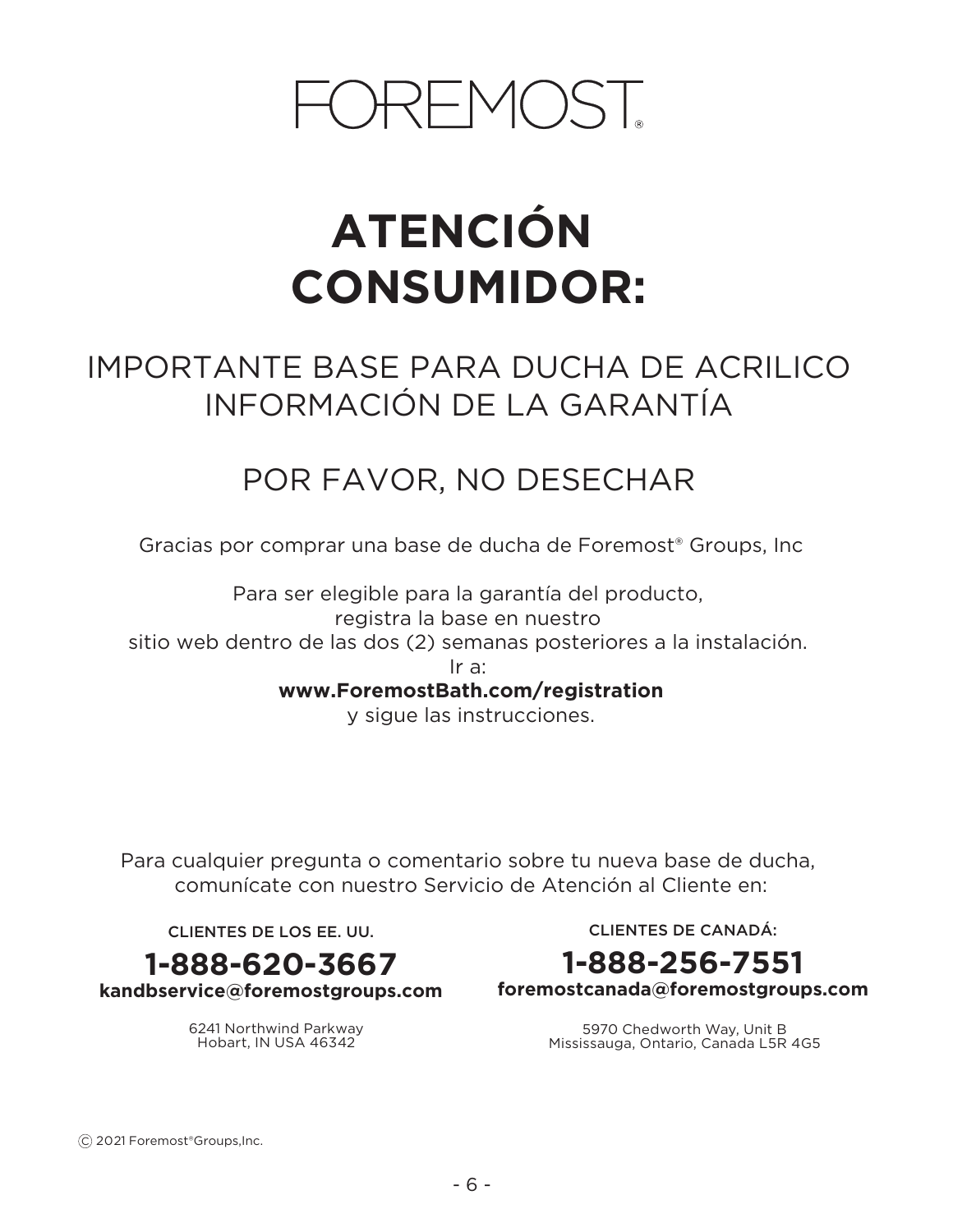FOREMOST®

# ATENCIÓN CONSUMIDOR:

## IMPORTANTE BASE PARA DUCHA DE ACRILICO INFORMACIÓN DE LA GARANTÍA

## POR FAVOR, NO DESECHAR

Gracias por comprar una base de ducha de Foremost® Groups, Inc

Para ser elegible para la garantía del producto,
registra la base en nuestro
sitio web dentro de las dos (2) semanas posteriores a la instalación.
Ir a:
**www.ForemostBath.com/registration**
y sigue las instrucciones.

Para cualquier pregunta o comentario sobre tu nueva base de ducha, comunícate con nuestro Servicio de Atención al Cliente en:

CLIENTES DE LOS EE. UU.

**1-888-620-3667**
**kandbservice@foremostgroups.com**

6241 Northwind Parkway
Hobart, IN USA 46342

CLIENTES DE CANADÁ:

**1-888-256-7551**
**foremostcanada@foremostgroups.com**

5970 Chedworth Way, Unit B
Mississauga, Ontario, Canada L5R 4G5

© 2021 Foremost®Groups,Inc.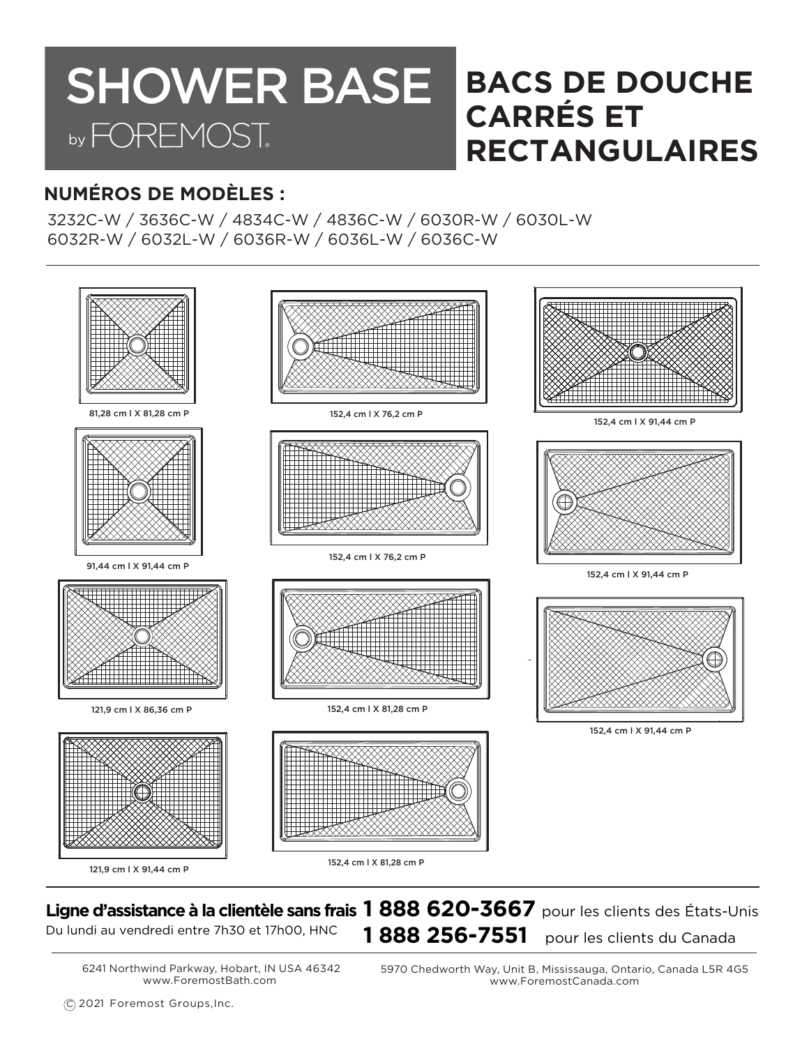# SHOWER BASE

by FOREMOST

# BACS DE DOUCHE CARRÉS ET RECTANGULAIRES

## NUMÉROS DE MODÈLES :

3232C-W / 3636C-W / 4834C-W / 4836C-W / 6030R-W / 6030L-W
6032R-W / 6032L-W / 6036R-W / 6036L-W / 6036C-W

81,28 cm l X 81,28 cm P

152,4 cm l X 76,2 cm P

152,4 cm l X 91,44 cm P

91,44 cm l X 91,44 cm P

152,4 cm l X 76,2 cm P

152,4 cm l X 91,44 cm P

121,9 cm l X 86,36 cm P

152,4 cm l X 81,28 cm P

152,4 cm l X 91,44 cm P

121,9 cm l X 91,44 cm P

152,4 cm l X 81,28 cm P

**Ligne d'assistance à la clientèle sans frais** **1 888 620-3667** pour les clients des États-Unis

Du lundi au vendredi entre 7h30 et 17h00, HNC **1 888 256-7551** pour les clients du Canada

6241 Northwind Parkway, Hobart, IN USA 46342
www.ForemostBath.com

5970 Chedworth Way, Unit B, Mississauga, Ontario, Canada L5R 4G5
www.ForemostCanada.com

© 2021 Foremost Groups,Inc.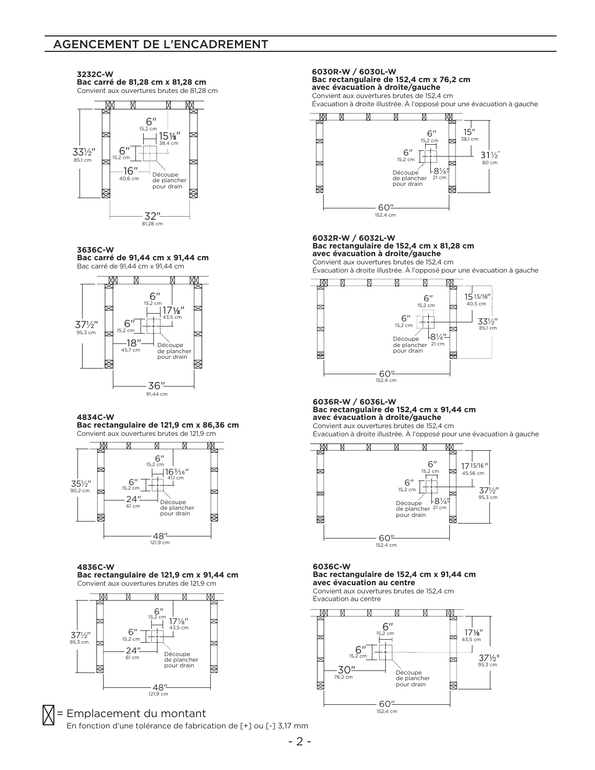# AGENCEMENT DE L'ENCADREMENT

**3232C-W**
**Bac carré de 81,28 cm x 81,28 cm**
Convient aux ouvertures brutes de 81,28 cm

6″ 15,2 cm
15⅛″ 38,4 cm
33½″ 85,1 cm
6″ 15,2 cm
16″ 40,6 cm
Découpe de plancher pour drain
32″ 81,28 cm

**3636C-W**
**Bac carré de 91,44 cm x 91,44 cm**
Bac carré de 91,44 cm x 91,44 cm

6″ 15,2 cm
17⅛″ 43,5 cm
37½″ 95,3 cm
6″ 15,2 cm
18″ 45,7 cm
Découpe de plancher pour drain
36″ 91,44 cm

**4834C-W**
**Bac rectangulaire de 121,9 cm x 86,36 cm**
Convient aux ouvertures brutes de 121,9 cm

6″ 15,2 cm
16³⁄₁₆″ 41,1 cm
35½″ 90,2 cm
6″ 15,2 cm
24″ 61 cm
Découpe de plancher pour drain
48″ 121,9 cm

**4836C-W**
**Bac rectangulaire de 121,9 cm x 91,44 cm**
Convient aux ouvertures brutes de 121,9 cm

6″ 15,2 cm
17⅛″ 43,5 cm
37½″ 95,3 cm
6″ 15,2 cm
24″ 61 cm
Découpe de plancher pour drain
48″ 121,9 cm

**6030R-W / 6030L-W**
**Bac rectangulaire de 152,4 cm x 76,2 cm avec évacuation à droite/gauche**
Convient aux ouvertures brutes de 152,4 cm
Évacuation à droite illustrée. À l'opposé pour une évacuation à gauche

6″ 15,2 cm
15″ 38,1 cm
6″ 15,2 cm
31½″ 80 cm
Découpe de plancher pour drain
8¼″ 21 cm
60″ 152,4 cm

**6032R-W / 6032L-W**
**Bac rectangulaire de 152,4 cm x 81,28 cm avec évacuation à droite/gauche**
Convient aux ouvertures brutes de 152,4 cm
Évacuation à droite illustrée. À l'opposé pour une évacuation à gauche

6″ 15,2 cm
15 15/16″ 40,5 cm
6″ 15,2 cm
33½″ 85,1 cm
Découpe de plancher pour drain
8¼″ 21 cm
60″ 152,4 cm

**6036R-W / 6036L-W**
**Bac rectangulaire de 152,4 cm x 91,44 cm avec évacuation à droite/gauche**
Convient aux ouvertures brutes de 152,4 cm
Évacuation à droite illustrée. À l'opposé pour une évacuation à gauche

6″ 15,2 cm
17 15/16″ 45,56 cm
6″ 15,2 cm
37½″ 95,3 cm
Découpe de plancher pour drain
8¼″ 21 cm
60″ 152,4 cm

**6036C-W**
**Bac rectangulaire de 152,4 cm x 91,44 cm avec évacuation au centre**
Convient aux ouvertures brutes de 152,4 cm
Évacuation au centre

6″ 15,2 cm
17⅛″ 43,5 cm
6″ 15,2 cm
37½″ 95,3 cm
30″ 76,2 cm
Découpe de plancher pour drain
60″ 152,4 cm

⊠ = Emplacement du montant
En fonction d'une tolérance de fabrication de [+] ou [-] 3,17 mm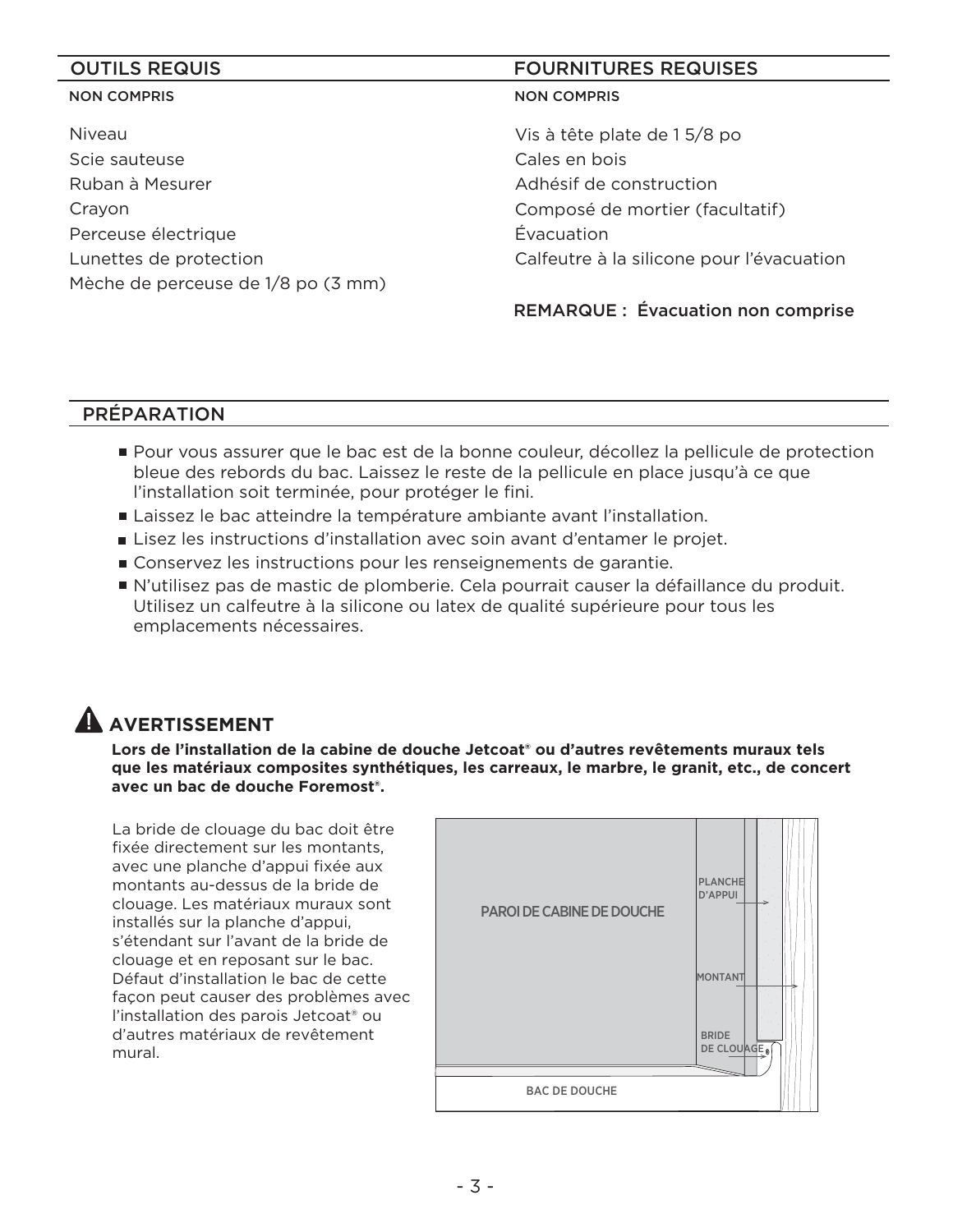## OUTILS REQUIS

NON COMPRIS

Niveau
Scie sauteuse
Ruban à Mesurer
Crayon
Perceuse électrique
Lunettes de protection
Mèche de perceuse de 1/8 po (3 mm)

## FOURNITURES REQUISES

NON COMPRIS

Vis à tête plate de 1 5/8 po
Cales en bois
Adhésif de construction
Composé de mortier (facultatif)
Évacuation
Calfeutre à la silicone pour l'évacuation

REMARQUE : Évacuation non comprise

## PRÉPARATION

- Pour vous assurer que le bac est de la bonne couleur, décollez la pellicule de protection bleue des rebords du bac. Laissez le reste de la pellicule en place jusqu'à ce que l'installation soit terminée, pour protéger le fini.
- Laissez le bac atteindre la température ambiante avant l'installation.
- Lisez les instructions d'installation avec soin avant d'entamer le projet.
- Conservez les instructions pour les renseignements de garantie.
- N'utilisez pas de mastic de plomberie. Cela pourrait causer la défaillance du produit. Utilisez un calfeutre à la silicone ou latex de qualité supérieure pour tous les emplacements nécessaires.

## ⚠ AVERTISSEMENT

**Lors de l'installation de la cabine de douche Jetcoat® ou d'autres revêtements muraux tels que les matériaux composites synthétiques, les carreaux, le marbre, le granit, etc., de concert avec un bac de douche Foremost®.**

La bride de clouage du bac doit être fixée directement sur les montants, avec une planche d'appui fixée aux montants au-dessus de la bride de clouage. Les matériaux muraux sont installés sur la planche d'appui, s'étendant sur l'avant de la bride de clouage et en reposant sur le bac. Défaut d'installation le bac de cette façon peut causer des problèmes avec l'installation des parois Jetcoat® ou d'autres matériaux de revêtement mural.

PAROI DE CABINE DE DOUCHE
PLANCHE D'APPUI
MONTANT
BRIDE DE CLOUAGE
BAC DE DOUCHE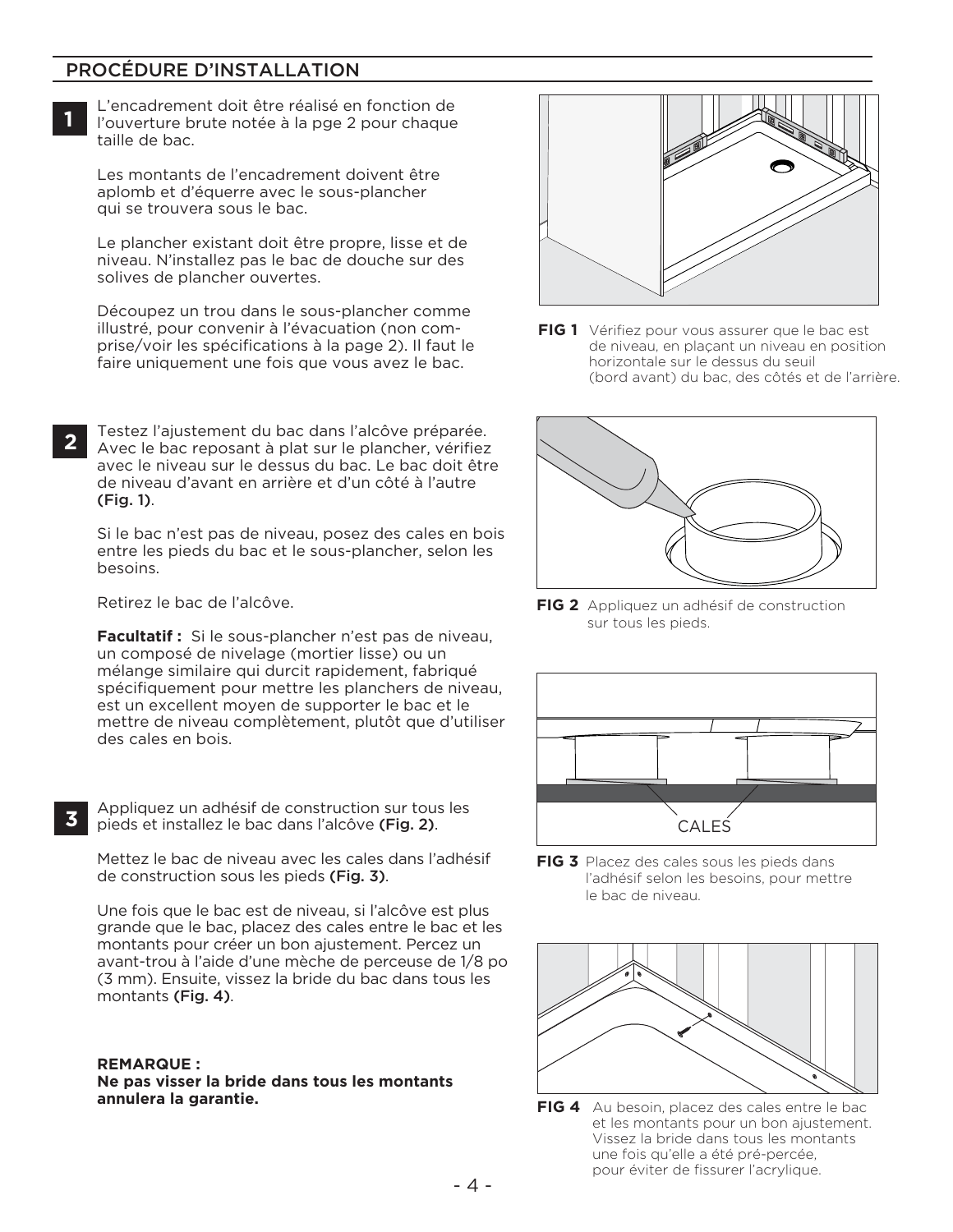## PROCÉDURE D'INSTALLATION

**1**

L'encadrement doit être réalisé en fonction de l'ouverture brute notée à la pge 2 pour chaque taille de bac.

Les montants de l'encadrement doivent être aplomb et d'équerre avec le sous-plancher qui se trouvera sous le bac.

Le plancher existant doit être propre, lisse et de niveau. N'installez pas le bac de douche sur des solives de plancher ouvertes.

Découpez un trou dans le sous-plancher comme illustré, pour convenir à l'évacuation (non comprise/voir les spécifications à la page 2). Il faut le faire uniquement une fois que vous avez le bac.

**FIG 1** Vérifiez pour vous assurer que le bac est de niveau, en plaçant un niveau en position horizontale sur le dessus du seuil (bord avant) du bac, des côtés et de l'arrière.

**2**

Testez l'ajustement du bac dans l'alcôve préparée. Avec le bac reposant à plat sur le plancher, vérifiez avec le niveau sur le dessus du bac. Le bac doit être de niveau d'avant en arrière et d'un côté à l'autre **(Fig. 1)**.

Si le bac n'est pas de niveau, posez des cales en bois entre les pieds du bac et le sous-plancher, selon les besoins.

Retirez le bac de l'alcôve.

**Facultatif :** Si le sous-plancher n'est pas de niveau, un composé de nivelage (mortier lisse) ou un mélange similaire qui durcit rapidement, fabriqué spécifiquement pour mettre les planchers de niveau, est un excellent moyen de supporter le bac et le mettre de niveau complètement, plutôt que d'utiliser des cales en bois.

**FIG 2** Appliquez un adhésif de construction sur tous les pieds.

**3**

Appliquez un adhésif de construction sur tous les pieds et installez le bac dans l'alcôve **(Fig. 2)**.

Mettez le bac de niveau avec les cales dans l'adhésif de construction sous les pieds **(Fig. 3)**.

Une fois que le bac est de niveau, si l'alcôve est plus grande que le bac, placez des cales entre le bac et les montants pour créer un bon ajustement. Percez un avant-trou à l'aide d'une mèche de perceuse de 1/8 po (3 mm). Ensuite, vissez la bride du bac dans tous les montants **(Fig. 4)**.

**REMARQUE :**
**Ne pas visser la bride dans tous les montants annulera la garantie.**

CALES

**FIG 3** Placez des cales sous les pieds dans l'adhésif selon les besoins, pour mettre le bac de niveau.

**FIG 4** Au besoin, placez des cales entre le bac et les montants pour un bon ajustement. Vissez la bride dans tous les montants une fois qu'elle a été pré-percée, pour éviter de fissurer l'acrylique.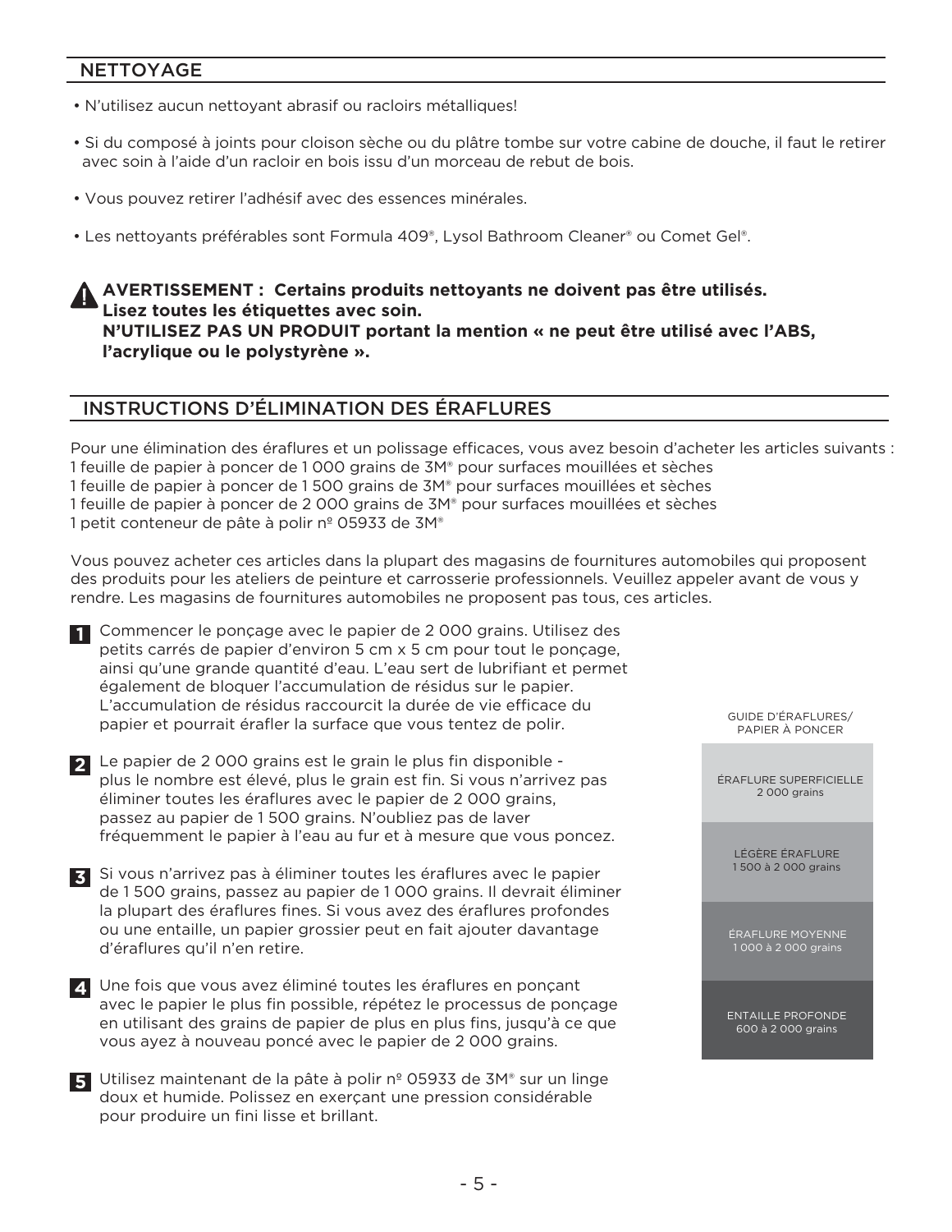## NETTOYAGE

- N'utilisez aucun nettoyant abrasif ou racloirs métalliques!
- Si du composé à joints pour cloison sèche ou du plâtre tombe sur votre cabine de douche, il faut le retirer avec soin à l'aide d'un racloir en bois issu d'un morceau de rebut de bois.
- Vous pouvez retirer l'adhésif avec des essences minérales.
- Les nettoyants préférables sont Formula 409®, Lysol Bathroom Cleaner® ou Comet Gel®.

**AVERTISSEMENT : Certains produits nettoyants ne doivent pas être utilisés. Lisez toutes les étiquettes avec soin. N'UTILISEZ PAS UN PRODUIT portant la mention « ne peut être utilisé avec l'ABS, l'acrylique ou le polystyrène ».**

## INSTRUCTIONS D'ÉLIMINATION DES ÉRAFLURES

Pour une élimination des éraflures et un polissage efficaces, vous avez besoin d'acheter les articles suivants :
1 feuille de papier à poncer de 1 000 grains de 3M® pour surfaces mouillées et sèches
1 feuille de papier à poncer de 1 500 grains de 3M® pour surfaces mouillées et sèches
1 feuille de papier à poncer de 2 000 grains de 3M® pour surfaces mouillées et sèches
1 petit conteneur de pâte à polir nº 05933 de 3M®

Vous pouvez acheter ces articles dans la plupart des magasins de fournitures automobiles qui proposent des produits pour les ateliers de peinture et carrosserie professionnels. Veuillez appeler avant de vous y rendre. Les magasins de fournitures automobiles ne proposent pas tous, ces articles.

1. Commencer le ponçage avec le papier de 2 000 grains. Utilisez des petits carrés de papier d'environ 5 cm x 5 cm pour tout le ponçage, ainsi qu'une grande quantité d'eau. L'eau sert de lubrifiant et permet également de bloquer l'accumulation de résidus sur le papier. L'accumulation de résidus raccourcit la durée de vie efficace du papier et pourrait érafler la surface que vous tentez de polir.

2. Le papier de 2 000 grains est le grain le plus fin disponible - plus le nombre est élevé, plus le grain est fin. Si vous n'arrivez pas éliminer toutes les éraflures avec le papier de 2 000 grains, passez au papier de 1 500 grains. N'oubliez pas de laver fréquemment le papier à l'eau au fur et à mesure que vous poncez.

3. Si vous n'arrivez pas à éliminer toutes les éraflures avec le papier de 1 500 grains, passez au papier de 1 000 grains. Il devrait éliminer la plupart des éraflures fines. Si vous avez des éraflures profondes ou une entaille, un papier grossier peut en fait ajouter davantage d'éraflures qu'il n'en retire.

4. Une fois que vous avez éliminé toutes les éraflures en ponçant avec le papier le plus fin possible, répétez le processus de ponçage en utilisant des grains de papier de plus en plus fins, jusqu'à ce que vous ayez à nouveau poncé avec le papier de 2 000 grains.

5. Utilisez maintenant de la pâte à polir nº 05933 de 3M® sur un linge doux et humide. Polissez en exerçant une pression considérable pour produire un fini lisse et brillant.

| GUIDE D'ÉRAFLURES/ PAPIER À PONCER |
| --- |
| ÉRAFLURE SUPERFICIELLE 2 000 grains |
| LÉGÈRE ÉRAFLURE 1 500 à 2 000 grains |
| ÉRAFLURE MOYENNE 1 000 à 2 000 grains |
| ENTAILLE PROFONDE 600 à 2 000 grains |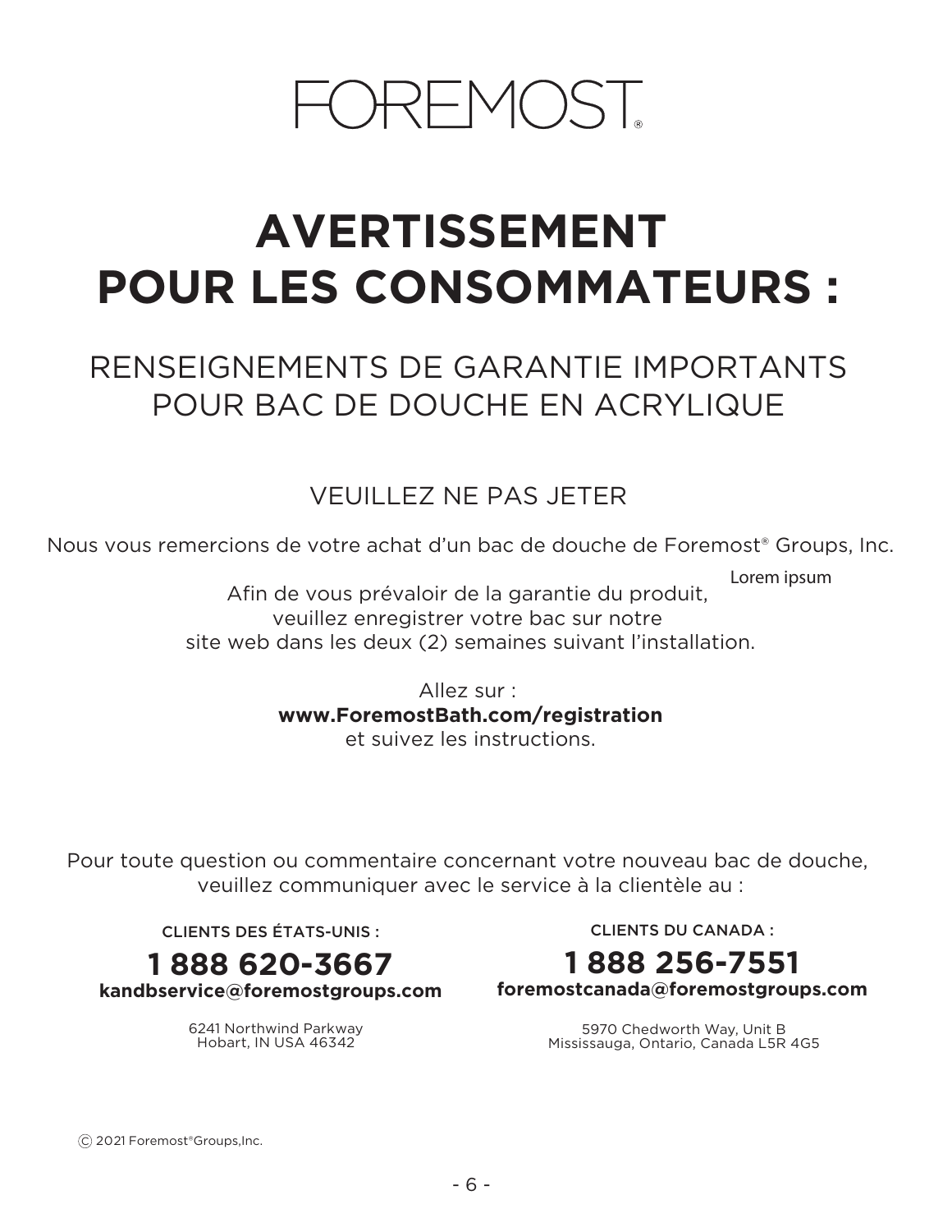# FOREMOST®

# AVERTISSEMENT POUR LES CONSOMMATEURS :

## RENSEIGNEMENTS DE GARANTIE IMPORTANTS POUR BAC DE DOUCHE EN ACRYLIQUE

VEUILLEZ NE PAS JETER

Nous vous remercions de votre achat d'un bac de douche de Foremost® Groups, Inc.

Lorem ipsum

Afin de vous prévaloir de la garantie du produit, veuillez enregistrer votre bac sur notre site web dans les deux (2) semaines suivant l'installation.

Allez sur :
**www.ForemostBath.com/registration**
et suivez les instructions.

Pour toute question ou commentaire concernant votre nouveau bac de douche, veuillez communiquer avec le service à la clientèle au :

CLIENTS DES ÉTATS-UNIS :

**1 888 620-3667**
**kandbservice@foremostgroups.com**

6241 Northwind Parkway
Hobart, IN USA 46342

CLIENTS DU CANADA :

**1 888 256-7551**
**foremostcanada@foremostgroups.com**

5970 Chedworth Way, Unit B
Mississauga, Ontario, Canada L5R 4G5

© 2021 Foremost®Groups,Inc.